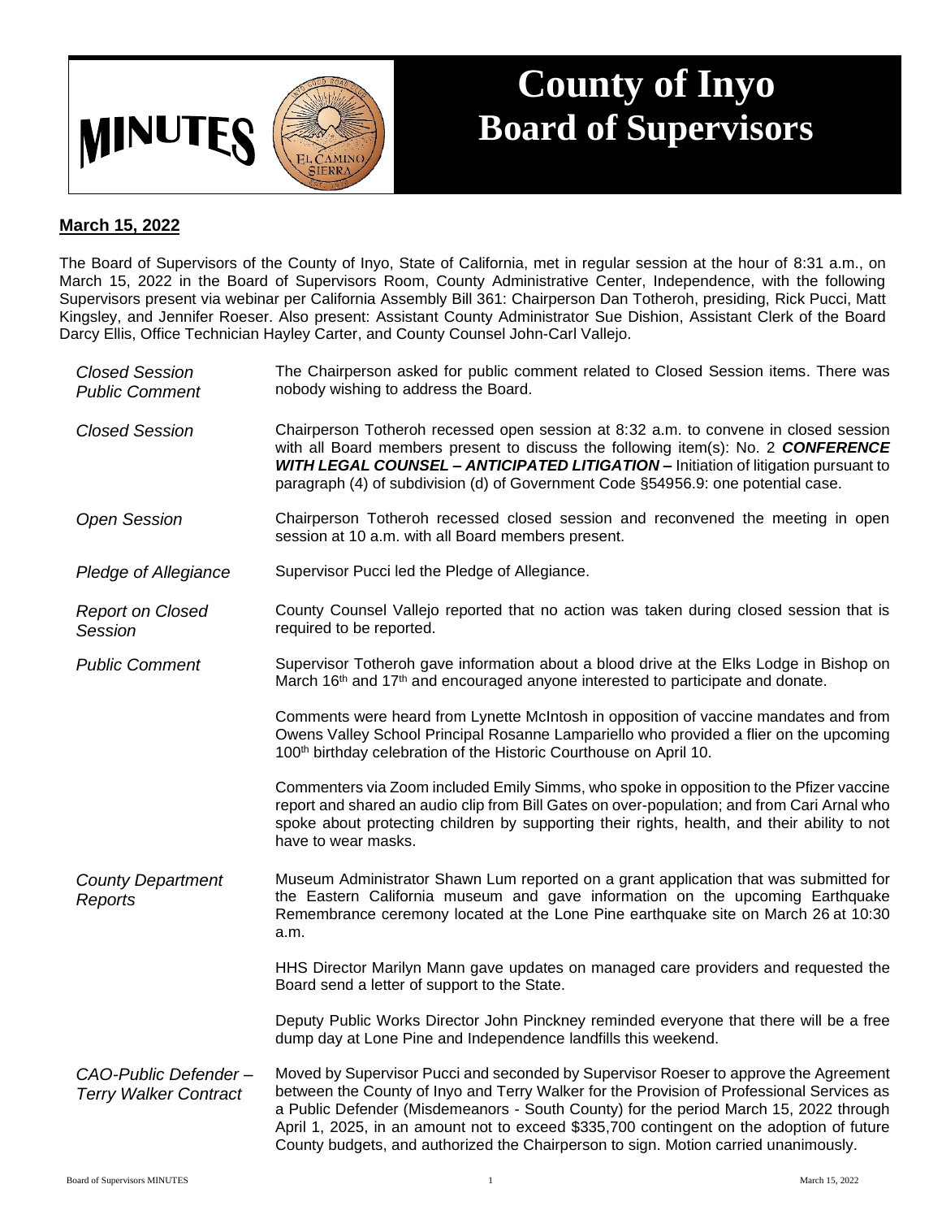# MINUTES

# County of Inyo Board of Supervisors

**March 15, 2022**

The Board of Supervisors of the County of Inyo, State of California, met in regular session at the hour of 8:31 a.m., on March 15, 2022 in the Board of Supervisors Room, County Administrative Center, Independence, with the following Supervisors present via webinar per California Assembly Bill 361: Chairperson Dan Totheroh, presiding, Rick Pucci, Matt Kingsley, and Jennifer Roeser. Also present: Assistant County Administrator Sue Dishion, Assistant Clerk of the Board Darcy Ellis, Office Technician Hayley Carter, and County Counsel John-Carl Vallejo.

*Closed Session Public Comment*

The Chairperson asked for public comment related to Closed Session items. There was nobody wishing to address the Board.

*Closed Session*

Chairperson Totheroh recessed open session at 8:32 a.m. to convene in closed session with all Board members present to discuss the following item(s): No. 2 ***CONFERENCE WITH LEGAL COUNSEL – ANTICIPATED LITIGATION –*** Initiation of litigation pursuant to paragraph (4) of subdivision (d) of Government Code §54956.9: one potential case.

*Open Session*

Chairperson Totheroh recessed closed session and reconvened the meeting in open session at 10 a.m. with all Board members present.

*Pledge of Allegiance*

Supervisor Pucci led the Pledge of Allegiance.

*Report on Closed Session*

County Counsel Vallejo reported that no action was taken during closed session that is required to be reported.

*Public Comment*

Supervisor Totheroh gave information about a blood drive at the Elks Lodge in Bishop on March 16th and 17th and encouraged anyone interested to participate and donate.

Comments were heard from Lynette McIntosh in opposition of vaccine mandates and from Owens Valley School Principal Rosanne Lampariello who provided a flier on the upcoming 100th birthday celebration of the Historic Courthouse on April 10.

Commenters via Zoom included Emily Simms, who spoke in opposition to the Pfizer vaccine report and shared an audio clip from Bill Gates on over-population; and from Cari Arnal who spoke about protecting children by supporting their rights, health, and their ability to not have to wear masks.

*County Department Reports*

Museum Administrator Shawn Lum reported on a grant application that was submitted for the Eastern California museum and gave information on the upcoming Earthquake Remembrance ceremony located at the Lone Pine earthquake site on March 26 at 10:30 a.m.

HHS Director Marilyn Mann gave updates on managed care providers and requested the Board send a letter of support to the State.

Deputy Public Works Director John Pinckney reminded everyone that there will be a free dump day at Lone Pine and Independence landfills this weekend.

*CAO-Public Defender – Terry Walker Contract*

Moved by Supervisor Pucci and seconded by Supervisor Roeser to approve the Agreement between the County of Inyo and Terry Walker for the Provision of Professional Services as a Public Defender (Misdemeanors - South County) for the period March 15, 2022 through April 1, 2025, in an amount not to exceed $335,700 contingent on the adoption of future County budgets, and authorized the Chairperson to sign. Motion carried unanimously.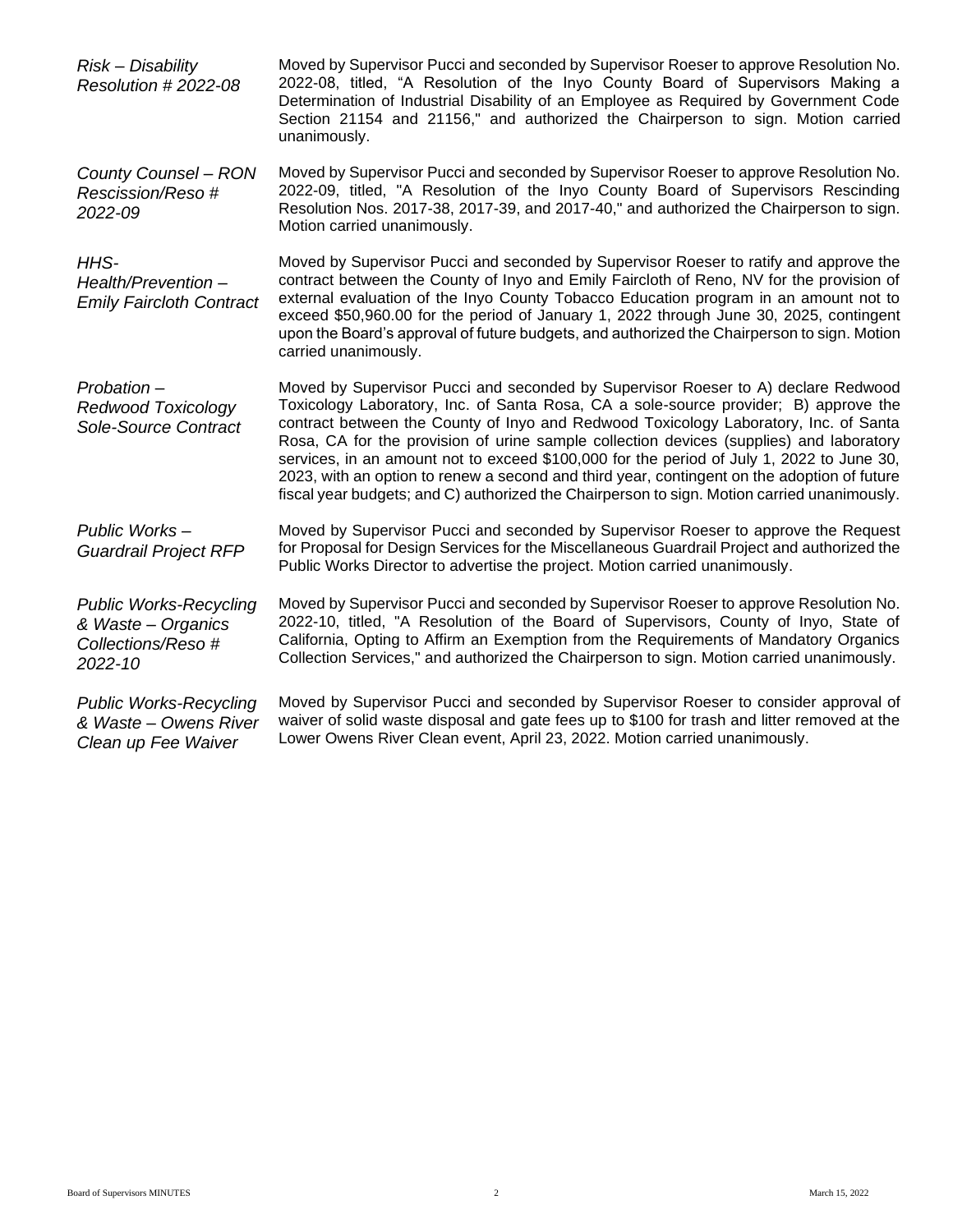*Risk – Disability Resolution # 2022-08*

Moved by Supervisor Pucci and seconded by Supervisor Roeser to approve Resolution No. 2022-08, titled, "A Resolution of the Inyo County Board of Supervisors Making a Determination of Industrial Disability of an Employee as Required by Government Code Section 21154 and 21156," and authorized the Chairperson to sign. Motion carried unanimously.

*County Counsel – RON Rescission/Reso # 2022-09*

Moved by Supervisor Pucci and seconded by Supervisor Roeser to approve Resolution No. 2022-09, titled, "A Resolution of the Inyo County Board of Supervisors Rescinding Resolution Nos. 2017-38, 2017-39, and 2017-40," and authorized the Chairperson to sign. Motion carried unanimously.

*HHS-Health/Prevention – Emily Faircloth Contract*

Moved by Supervisor Pucci and seconded by Supervisor Roeser to ratify and approve the contract between the County of Inyo and Emily Faircloth of Reno, NV for the provision of external evaluation of the Inyo County Tobacco Education program in an amount not to exceed $50,960.00 for the period of January 1, 2022 through June 30, 2025, contingent upon the Board's approval of future budgets, and authorized the Chairperson to sign. Motion carried unanimously.

*Probation – Redwood Toxicology Sole-Source Contract*

Moved by Supervisor Pucci and seconded by Supervisor Roeser to A) declare Redwood Toxicology Laboratory, Inc. of Santa Rosa, CA a sole-source provider; B) approve the contract between the County of Inyo and Redwood Toxicology Laboratory, Inc. of Santa Rosa, CA for the provision of urine sample collection devices (supplies) and laboratory services, in an amount not to exceed $100,000 for the period of July 1, 2022 to June 30, 2023, with an option to renew a second and third year, contingent on the adoption of future fiscal year budgets; and C) authorized the Chairperson to sign. Motion carried unanimously.

*Public Works – Guardrail Project RFP*

Moved by Supervisor Pucci and seconded by Supervisor Roeser to approve the Request for Proposal for Design Services for the Miscellaneous Guardrail Project and authorized the Public Works Director to advertise the project. Motion carried unanimously.

*Public Works-Recycling & Waste – Organics Collections/Reso # 2022-10*

Moved by Supervisor Pucci and seconded by Supervisor Roeser to approve Resolution No. 2022-10, titled, "A Resolution of the Board of Supervisors, County of Inyo, State of California, Opting to Affirm an Exemption from the Requirements of Mandatory Organics Collection Services," and authorized the Chairperson to sign. Motion carried unanimously.

*Public Works-Recycling & Waste – Owens River Clean up Fee Waiver*

Moved by Supervisor Pucci and seconded by Supervisor Roeser to consider approval of waiver of solid waste disposal and gate fees up to $100 for trash and litter removed at the Lower Owens River Clean event, April 23, 2022. Motion carried unanimously.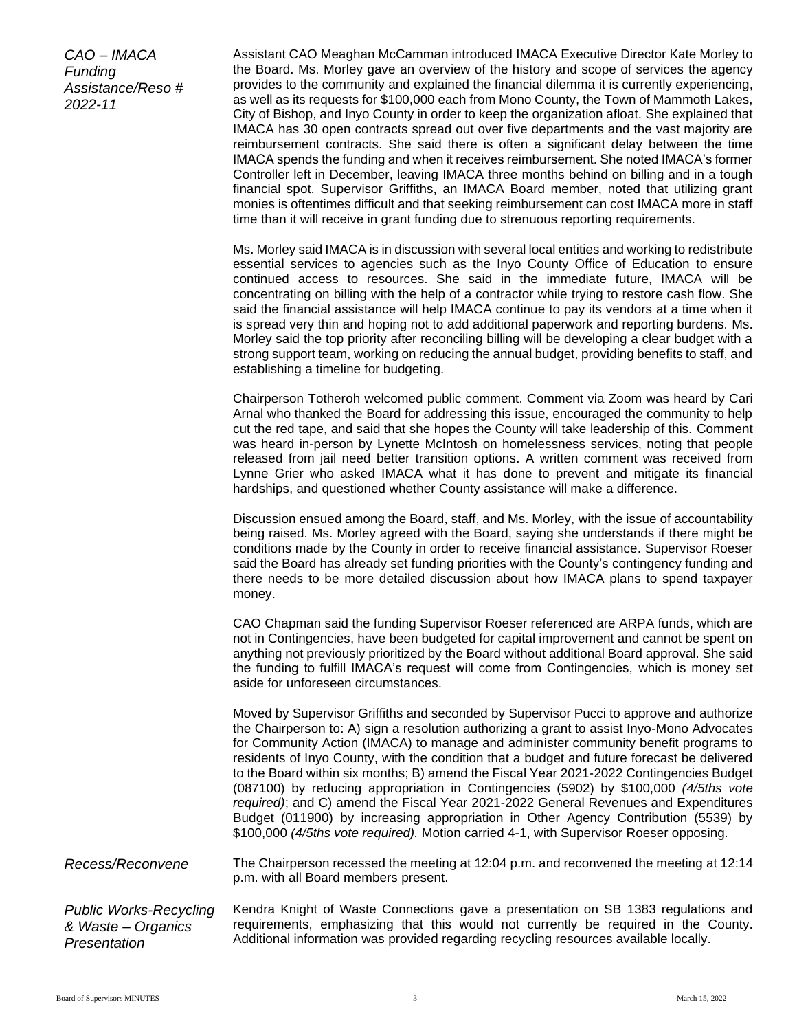*CAO – IMACA Funding Assistance/Reso # 2022-11*

Assistant CAO Meaghan McCamman introduced IMACA Executive Director Kate Morley to the Board. Ms. Morley gave an overview of the history and scope of services the agency provides to the community and explained the financial dilemma it is currently experiencing, as well as its requests for $100,000 each from Mono County, the Town of Mammoth Lakes, City of Bishop, and Inyo County in order to keep the organization afloat. She explained that IMACA has 30 open contracts spread out over five departments and the vast majority are reimbursement contracts. She said there is often a significant delay between the time IMACA spends the funding and when it receives reimbursement. She noted IMACA's former Controller left in December, leaving IMACA three months behind on billing and in a tough financial spot. Supervisor Griffiths, an IMACA Board member, noted that utilizing grant monies is oftentimes difficult and that seeking reimbursement can cost IMACA more in staff time than it will receive in grant funding due to strenuous reporting requirements.

Ms. Morley said IMACA is in discussion with several local entities and working to redistribute essential services to agencies such as the Inyo County Office of Education to ensure continued access to resources. She said in the immediate future, IMACA will be concentrating on billing with the help of a contractor while trying to restore cash flow. She said the financial assistance will help IMACA continue to pay its vendors at a time when it is spread very thin and hoping not to add additional paperwork and reporting burdens. Ms. Morley said the top priority after reconciling billing will be developing a clear budget with a strong support team, working on reducing the annual budget, providing benefits to staff, and establishing a timeline for budgeting.

Chairperson Totheroh welcomed public comment. Comment via Zoom was heard by Cari Arnal who thanked the Board for addressing this issue, encouraged the community to help cut the red tape, and said that she hopes the County will take leadership of this. Comment was heard in-person by Lynette McIntosh on homelessness services, noting that people released from jail need better transition options. A written comment was received from Lynne Grier who asked IMACA what it has done to prevent and mitigate its financial hardships, and questioned whether County assistance will make a difference.

Discussion ensued among the Board, staff, and Ms. Morley, with the issue of accountability being raised. Ms. Morley agreed with the Board, saying she understands if there might be conditions made by the County in order to receive financial assistance. Supervisor Roeser said the Board has already set funding priorities with the County's contingency funding and there needs to be more detailed discussion about how IMACA plans to spend taxpayer money.

CAO Chapman said the funding Supervisor Roeser referenced are ARPA funds, which are not in Contingencies, have been budgeted for capital improvement and cannot be spent on anything not previously prioritized by the Board without additional Board approval. She said the funding to fulfill IMACA's request will come from Contingencies, which is money set aside for unforeseen circumstances.

Moved by Supervisor Griffiths and seconded by Supervisor Pucci to approve and authorize the Chairperson to: A) sign a resolution authorizing a grant to assist Inyo-Mono Advocates for Community Action (IMACA) to manage and administer community benefit programs to residents of Inyo County, with the condition that a budget and future forecast be delivered to the Board within six months; B) amend the Fiscal Year 2021-2022 Contingencies Budget (087100) by reducing appropriation in Contingencies (5902) by $100,000 *(4/5ths vote required)*; and C) amend the Fiscal Year 2021-2022 General Revenues and Expenditures Budget (011900) by increasing appropriation in Other Agency Contribution (5539) by $100,000 *(4/5ths vote required).* Motion carried 4-1, with Supervisor Roeser opposing.

*Recess/Reconvene*

The Chairperson recessed the meeting at 12:04 p.m. and reconvened the meeting at 12:14 p.m. with all Board members present.

*Public Works-Recycling & Waste – Organics Presentation*

Kendra Knight of Waste Connections gave a presentation on SB 1383 regulations and requirements, emphasizing that this would not currently be required in the County. Additional information was provided regarding recycling resources available locally.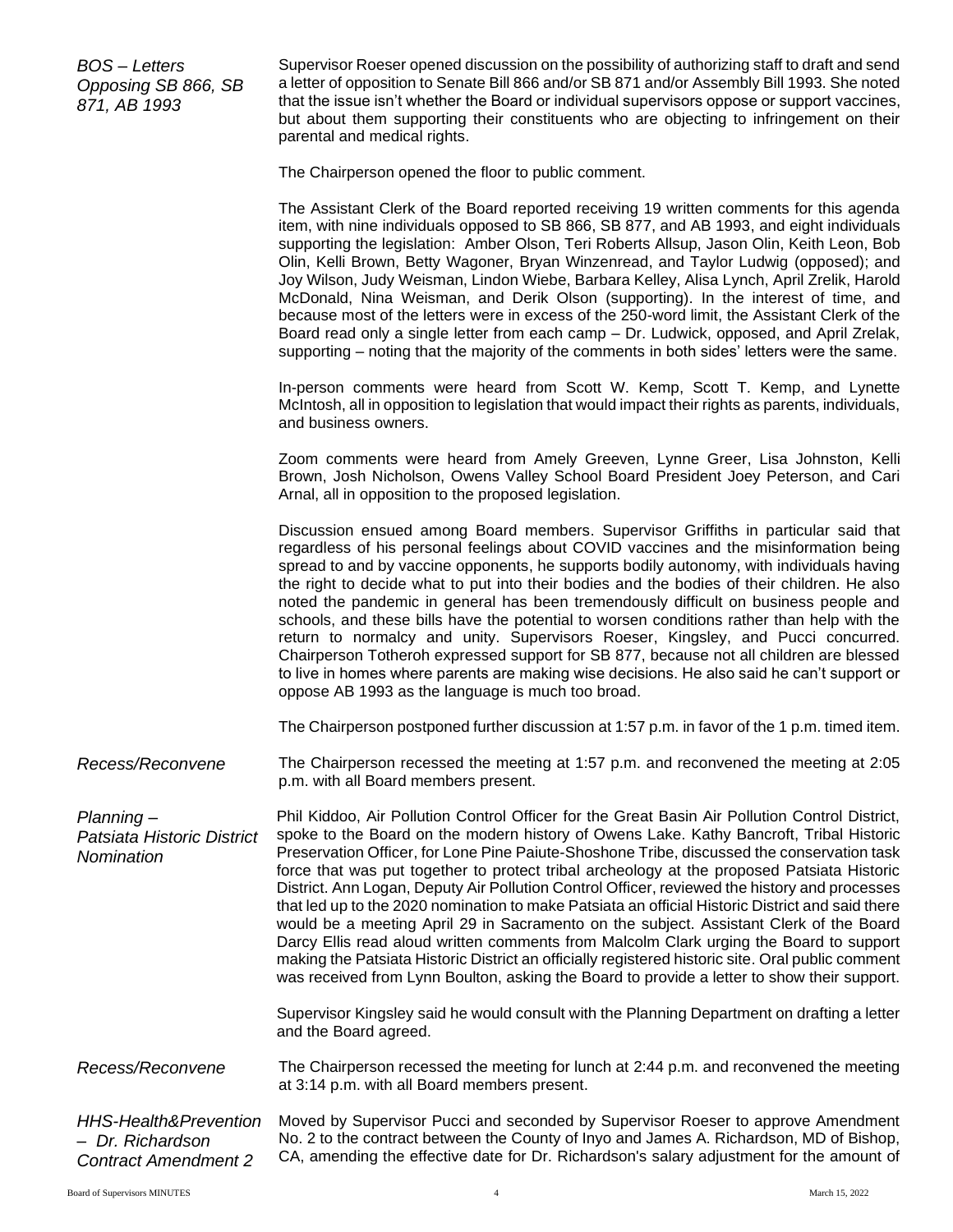*BOS – Letters Opposing SB 866, SB 871, AB 1993*

Supervisor Roeser opened discussion on the possibility of authorizing staff to draft and send a letter of opposition to Senate Bill 866 and/or SB 871 and/or Assembly Bill 1993. She noted that the issue isn't whether the Board or individual supervisors oppose or support vaccines, but about them supporting their constituents who are objecting to infringement on their parental and medical rights.

The Chairperson opened the floor to public comment.

The Assistant Clerk of the Board reported receiving 19 written comments for this agenda item, with nine individuals opposed to SB 866, SB 877, and AB 1993, and eight individuals supporting the legislation: Amber Olson, Teri Roberts Allsup, Jason Olin, Keith Leon, Bob Olin, Kelli Brown, Betty Wagoner, Bryan Winzenread, and Taylor Ludwig (opposed); and Joy Wilson, Judy Weisman, Lindon Wiebe, Barbara Kelley, Alisa Lynch, April Zrelik, Harold McDonald, Nina Weisman, and Derik Olson (supporting). In the interest of time, and because most of the letters were in excess of the 250-word limit, the Assistant Clerk of the Board read only a single letter from each camp – Dr. Ludwick, opposed, and April Zrelak, supporting – noting that the majority of the comments in both sides' letters were the same.

In-person comments were heard from Scott W. Kemp, Scott T. Kemp, and Lynette McIntosh, all in opposition to legislation that would impact their rights as parents, individuals, and business owners.

Zoom comments were heard from Amely Greeven, Lynne Greer, Lisa Johnston, Kelli Brown, Josh Nicholson, Owens Valley School Board President Joey Peterson, and Cari Arnal, all in opposition to the proposed legislation.

Discussion ensued among Board members. Supervisor Griffiths in particular said that regardless of his personal feelings about COVID vaccines and the misinformation being spread to and by vaccine opponents, he supports bodily autonomy, with individuals having the right to decide what to put into their bodies and the bodies of their children. He also noted the pandemic in general has been tremendously difficult on business people and schools, and these bills have the potential to worsen conditions rather than help with the return to normalcy and unity. Supervisors Roeser, Kingsley, and Pucci concurred. Chairperson Totheroh expressed support for SB 877, because not all children are blessed to live in homes where parents are making wise decisions. He also said he can't support or oppose AB 1993 as the language is much too broad.

The Chairperson postponed further discussion at 1:57 p.m. in favor of the 1 p.m. timed item.

*Recess/Reconvene*

The Chairperson recessed the meeting at 1:57 p.m. and reconvened the meeting at 2:05 p.m. with all Board members present.

*Planning – Patsiata Historic District Nomination*

Phil Kiddoo, Air Pollution Control Officer for the Great Basin Air Pollution Control District, spoke to the Board on the modern history of Owens Lake. Kathy Bancroft, Tribal Historic Preservation Officer, for Lone Pine Paiute-Shoshone Tribe, discussed the conservation task force that was put together to protect tribal archeology at the proposed Patsiata Historic District. Ann Logan, Deputy Air Pollution Control Officer, reviewed the history and processes that led up to the 2020 nomination to make Patsiata an official Historic District and said there would be a meeting April 29 in Sacramento on the subject. Assistant Clerk of the Board Darcy Ellis read aloud written comments from Malcolm Clark urging the Board to support making the Patsiata Historic District an officially registered historic site. Oral public comment was received from Lynn Boulton, asking the Board to provide a letter to show their support.

Supervisor Kingsley said he would consult with the Planning Department on drafting a letter and the Board agreed.

*Recess/Reconvene*

The Chairperson recessed the meeting for lunch at 2:44 p.m. and reconvened the meeting at 3:14 p.m. with all Board members present.

*HHS-Health&Prevention – Dr. Richardson Contract Amendment 2*

Moved by Supervisor Pucci and seconded by Supervisor Roeser to approve Amendment No. 2 to the contract between the County of Inyo and James A. Richardson, MD of Bishop, CA, amending the effective date for Dr. Richardson's salary adjustment for the amount of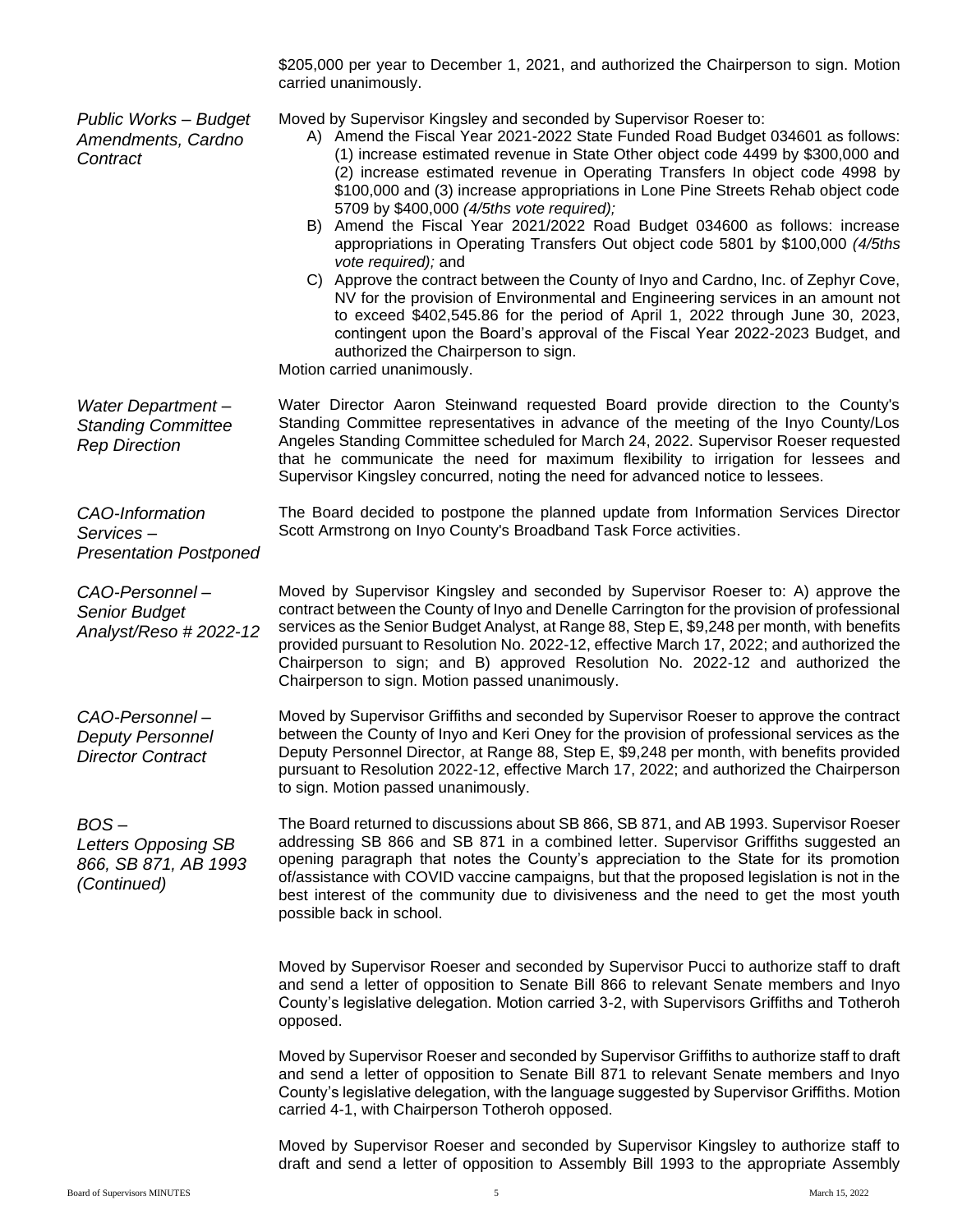$205,000 per year to December 1, 2021, and authorized the Chairperson to sign. Motion carried unanimously.

*Public Works – Budget Amendments, Cardno Contract*

Moved by Supervisor Kingsley and seconded by Supervisor Roeser to:

A) Amend the Fiscal Year 2021-2022 State Funded Road Budget 034601 as follows: (1) increase estimated revenue in State Other object code 4499 by $300,000 and (2) increase estimated revenue in Operating Transfers In object code 4998 by $100,000 and (3) increase appropriations in Lone Pine Streets Rehab object code 5709 by $400,000 *(4/5ths vote required);*

B) Amend the Fiscal Year 2021/2022 Road Budget 034600 as follows: increase appropriations in Operating Transfers Out object code 5801 by $100,000 *(4/5ths vote required);* and

C) Approve the contract between the County of Inyo and Cardno, Inc. of Zephyr Cove, NV for the provision of Environmental and Engineering services in an amount not to exceed $402,545.86 for the period of April 1, 2022 through June 30, 2023, contingent upon the Board's approval of the Fiscal Year 2022-2023 Budget, and authorized the Chairperson to sign.

Motion carried unanimously.

*Water Department – Standing Committee Rep Direction*

Water Director Aaron Steinwand requested Board provide direction to the County's Standing Committee representatives in advance of the meeting of the Inyo County/Los Angeles Standing Committee scheduled for March 24, 2022. Supervisor Roeser requested that he communicate the need for maximum flexibility to irrigation for lessees and Supervisor Kingsley concurred, noting the need for advanced notice to lessees.

*CAO-Information Services – Presentation Postponed*

The Board decided to postpone the planned update from Information Services Director Scott Armstrong on Inyo County's Broadband Task Force activities.

*CAO-Personnel – Senior Budget Analyst/Reso # 2022-12*

Moved by Supervisor Kingsley and seconded by Supervisor Roeser to: A) approve the contract between the County of Inyo and Denelle Carrington for the provision of professional services as the Senior Budget Analyst, at Range 88, Step E, $9,248 per month, with benefits provided pursuant to Resolution No. 2022-12, effective March 17, 2022; and authorized the Chairperson to sign; and B) approved Resolution No. 2022-12 and authorized the Chairperson to sign. Motion passed unanimously.

*CAO-Personnel – Deputy Personnel Director Contract*

Moved by Supervisor Griffiths and seconded by Supervisor Roeser to approve the contract between the County of Inyo and Keri Oney for the provision of professional services as the Deputy Personnel Director, at Range 88, Step E, $9,248 per month, with benefits provided pursuant to Resolution 2022-12, effective March 17, 2022; and authorized the Chairperson to sign. Motion passed unanimously.

*BOS – Letters Opposing SB 866, SB 871, AB 1993 (Continued)*

The Board returned to discussions about SB 866, SB 871, and AB 1993. Supervisor Roeser addressing SB 866 and SB 871 in a combined letter. Supervisor Griffiths suggested an opening paragraph that notes the County's appreciation to the State for its promotion of/assistance with COVID vaccine campaigns, but that the proposed legislation is not in the best interest of the community due to divisiveness and the need to get the most youth possible back in school.

Moved by Supervisor Roeser and seconded by Supervisor Pucci to authorize staff to draft and send a letter of opposition to Senate Bill 866 to relevant Senate members and Inyo County's legislative delegation. Motion carried 3-2, with Supervisors Griffiths and Totheroh opposed.

Moved by Supervisor Roeser and seconded by Supervisor Griffiths to authorize staff to draft and send a letter of opposition to Senate Bill 871 to relevant Senate members and Inyo County's legislative delegation, with the language suggested by Supervisor Griffiths. Motion carried 4-1, with Chairperson Totheroh opposed.

Moved by Supervisor Roeser and seconded by Supervisor Kingsley to authorize staff to draft and send a letter of opposition to Assembly Bill 1993 to the appropriate Assembly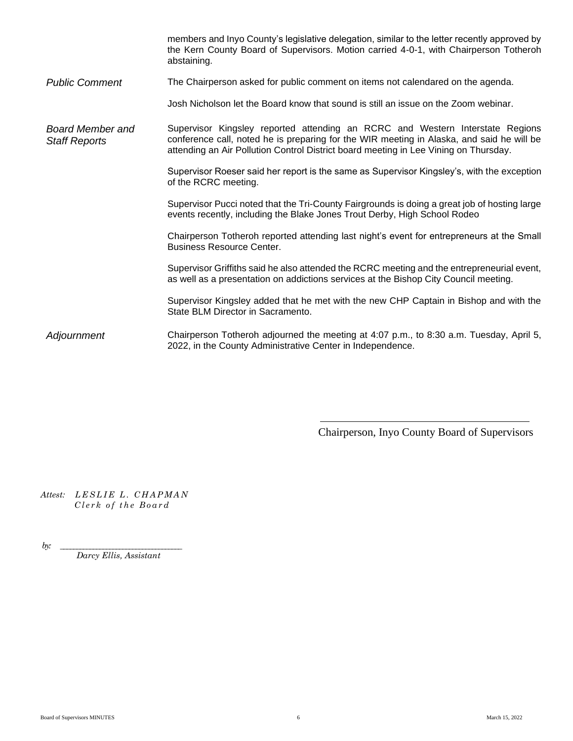members and Inyo County's legislative delegation, similar to the letter recently approved by the Kern County Board of Supervisors. Motion carried 4-0-1, with Chairperson Totheroh abstaining.

*Public Comment*

The Chairperson asked for public comment on items not calendared on the agenda.

Josh Nicholson let the Board know that sound is still an issue on the Zoom webinar.

*Board Member and Staff Reports*

Supervisor Kingsley reported attending an RCRC and Western Interstate Regions conference call, noted he is preparing for the WIR meeting in Alaska, and said he will be attending an Air Pollution Control District board meeting in Lee Vining on Thursday.

Supervisor Roeser said her report is the same as Supervisor Kingsley's, with the exception of the RCRC meeting.

Supervisor Pucci noted that the Tri-County Fairgrounds is doing a great job of hosting large events recently, including the Blake Jones Trout Derby, High School Rodeo

Chairperson Totheroh reported attending last night's event for entrepreneurs at the Small Business Resource Center.

Supervisor Griffiths said he also attended the RCRC meeting and the entrepreneurial event, as well as a presentation on addictions services at the Bishop City Council meeting.

Supervisor Kingsley added that he met with the new CHP Captain in Bishop and with the State BLM Director in Sacramento.

*Adjournment*

Chairperson Totheroh adjourned the meeting at 4:07 p.m., to 8:30 a.m. Tuesday, April 5, 2022, in the County Administrative Center in Independence.

\_\_\_\_\_\_\_\_\_\_\_\_\_\_\_\_\_\_\_\_\_\_\_\_\_\_\_\_\_\_\_\_\_\_\_\_\_\_\_\_

Chairperson, Inyo County Board of Supervisors

*Attest: LESLIE L. CHAPMAN*
*Clerk of the Board*

*by:* \_\_\_\_\_\_\_\_\_\_\_\_\_\_\_\_\_\_\_\_\_\_\_\_\_\_\_\_\_\_
*Darcy Ellis, Assistant*